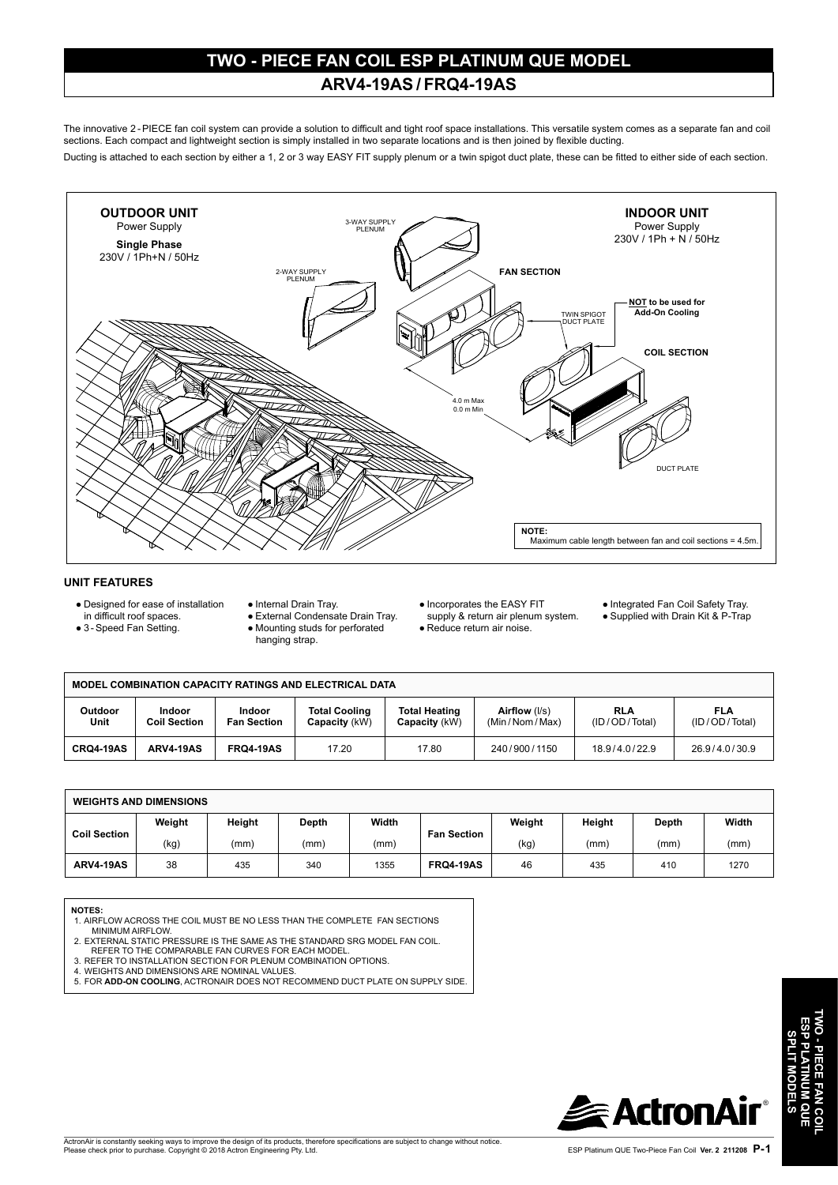# TWO - PIECE FAN COIL ESP PLATINUM QUE MODEL

## ARV4-19AS / FRQ4-19AS

The innovative 2 - PIECE fan coil system can provide a solution to difficult and tight roof space installations. This versatile system comes as a separate fan and coil sections. Each compact and lightweight section is simply installed in two separate locations and is then joined by flexible ducting.

Ducting is attached to each section by either a 1, 2 or 3 way EASY FIT supply plenum or a twin spigot duct plate, these can be fitted to either side of each section.

**OUTDOOR UNIT**
Power Supply
**Single Phase**
230V / 1Ph+N / 50Hz

**INDOOR UNIT**
Power Supply
230V / 1Ph + N / 50Hz

3-WAY SUPPLY PLENUM

2-WAY SUPPLY PLENUM

**FAN SECTION**

TWIN SPIGOT DUCT PLATE

**NOT to be used for Add-On Cooling**

**COIL SECTION**

4.0 m Max
0.0 m Min

DUCT PLATE

**NOTE:**
Maximum cable length between fan and coil sections = 4.5m.

### UNIT FEATURES

- Designed for ease of installation in difficult roof spaces.
- 3 - Speed Fan Setting.
- Internal Drain Tray.
- External Condensate Drain Tray.
- Mounting studs for perforated hanging strap.
- Incorporates the EASY FIT supply & return air plenum system.
- Reduce return air noise.
- Integrated Fan Coil Safety Tray.
- Supplied with Drain Kit & P-Trap

| MODEL COMBINATION CAPACITY RATINGS AND ELECTRICAL DATA | | | | | | | |
|---|---|---|---|---|---|---|---|
| **Outdoor Unit** | **Indoor Coil Section** | **Indoor Fan Section** | **Total Cooling Capacity** (kW) | **Total Heating Capacity** (kW) | **Airflow** (l/s) (Min / Nom / Max) | **RLA** (ID / OD / Total) | **FLA** (ID / OD / Total) |
| **CRQ4-19AS** | **ARV4-19AS** | **FRQ4-19AS** | 17.20 | 17.80 | 240 / 900 / 1150 | 18.9 / 4.0 / 22.9 | 26.9 / 4.0 / 30.9 |

| WEIGHTS AND DIMENSIONS | | | | | | | | | |
|---|---|---|---|---|---|---|---|---|---|
| **Coil Section** | **Weight** (kg) | **Height** (mm) | **Depth** (mm) | **Width** (mm) | **Fan Section** | **Weight** (kg) | **Height** (mm) | **Depth** (mm) | **Width** (mm) |
| **ARV4-19AS** | 38 | 435 | 340 | 1355 | **FRQ4-19AS** | 46 | 435 | 410 | 1270 |

**NOTES:**

1. AIRFLOW ACROSS THE COIL MUST BE NO LESS THAN THE COMPLETE FAN SECTIONS MINIMUM AIRFLOW.
2. EXTERNAL STATIC PRESSURE IS THE SAME AS THE STANDARD SRG MODEL FAN COIL. REFER TO THE COMPARABLE FAN CURVES FOR EACH MODEL.
3. REFER TO INSTALLATION SECTION FOR PLENUM COMBINATION OPTIONS.
4. WEIGHTS AND DIMENSIONS ARE NOMINAL VALUES.
5. FOR **ADD-ON COOLING**, ACTRONAIR DOES NOT RECOMMEND DUCT PLATE ON SUPPLY SIDE.

ActronAir is constantly seeking ways to improve the design of its products, therefore specifications are subject to change without notice. Please check prior to purchase. Copyright © 2018 Actron Engineering Pty. Ltd.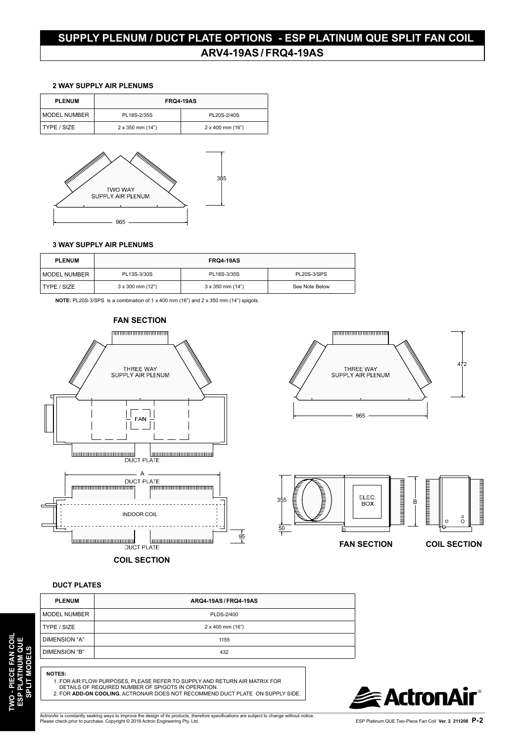# SUPPLY PLENUM / DUCT PLATE OPTIONS - ESP PLATINUM QUE SPLIT FAN COIL

## ARV4-19AS / FRQ4-19AS

### 2 WAY SUPPLY AIR PLENUMS

| PLENUM | FRQ4-19AS | |
|---|---|---|
| MODEL NUMBER | PL18S-2/35S | PL20S-2/40S |
| TYPE / SIZE | 2 x 350 mm (14") | 2 x 400 mm (16") |

TWO WAY SUPPLY AIR PLENUM

385

965

### 3 WAY SUPPLY AIR PLENUMS

| PLENUM | FRQ4-19AS | | |
|---|---|---|---|
| MODEL NUMBER | PL13S-3/30S | PL18S-3/35S | PL20S-3/SPS |
| TYPE / SIZE | 3 x 300 mm (12") | 3 x 350 mm (14") | See Note Below |

**NOTE:** PL20S-3/SPS is a combination of 1 x 400 mm (16") and 2 x 350 mm (14") spigots.

**FAN SECTION**

THREE WAY SUPPLY AIR PLENUM

FAN

DUCT PLATE

THREE WAY SUPPLY AIR PLENUM

472

965

A

DUCT PLATE

INDOOR COIL

DUCT PLATE

95

**COIL SECTION**

355

50

ELEC. BOX

B

**FAN SECTION**

**COIL SECTION**

### DUCT PLATES

| PLENUM | ARQ4-19AS / FRQ4-19AS |
|---|---|
| MODEL NUMBER | PLDS-2/400 |
| TYPE / SIZE | 2 x 400 mm (16") |
| DIMENSION "A" | 1155 |
| DIMENSION "B" | 432 |

**NOTES:**

1. FOR AIR FLOW PURPOSES, PLEASE REFER TO SUPPLY AND RETURN AIR MATRIX FOR DETAILS OF REQUIRED NUMBER OF SPIGOTS IN OPERATION.
2. FOR **ADD-ON COOLING**, ACTRONAIR DOES NOT RECOMMEND DUCT PLATE ON SUPPLY SIDE.

ActronAir is constantly seeking ways to improve the design of its products, therefore specifications are subject to change without notice. Please check prior to purchase. Copyright © 2018 Actron Engineering Pty. Ltd.